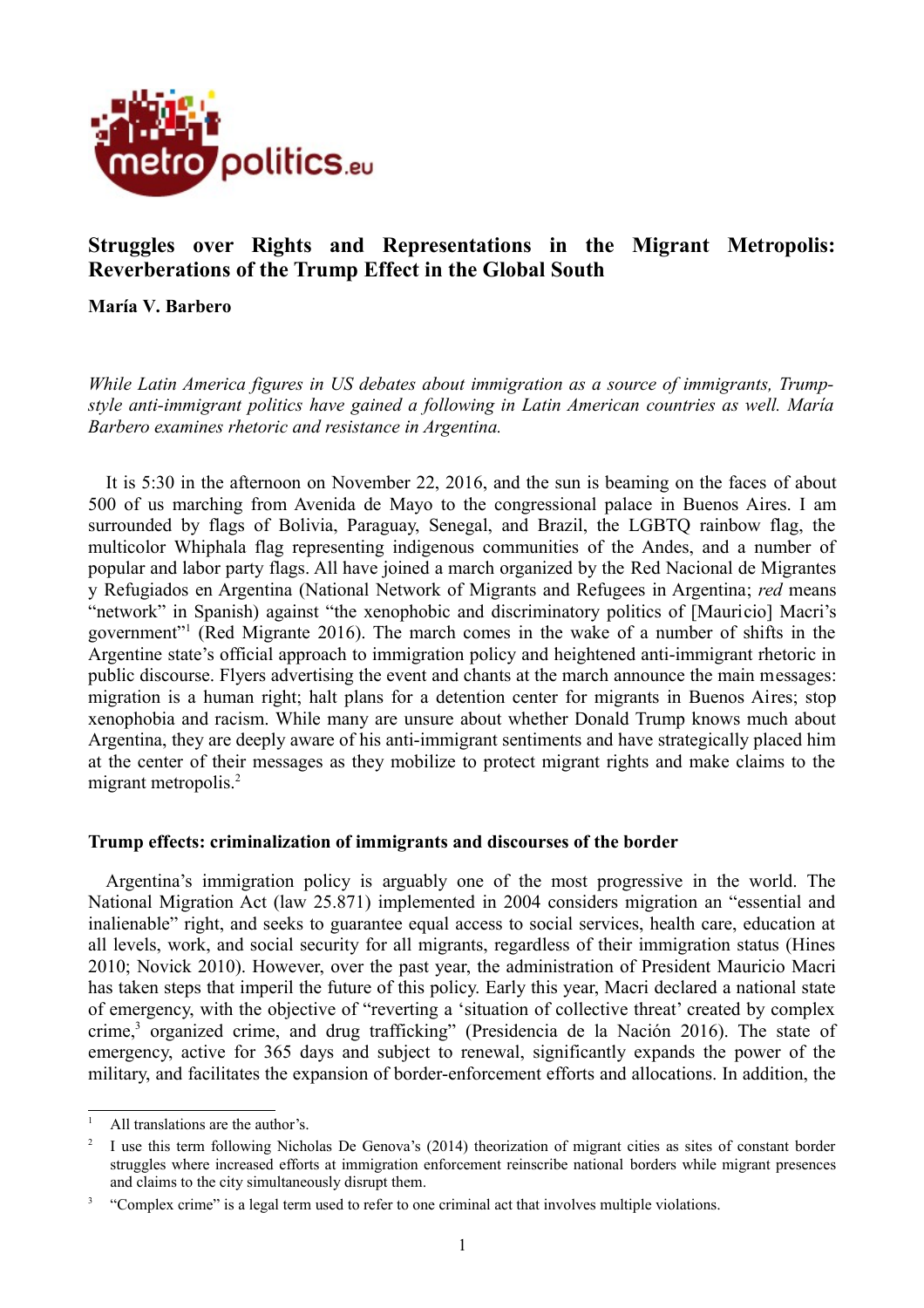# Struggles over Rights and Representations in the Migrant Metropolis: Reverberations of the Trump Effect in the Global South

**María V. Barbero**

*While Latin America figures in US debates about immigration as a source of immigrants, Trump-style anti-immigrant politics have gained a following in Latin American countries as well. María Barbero examines rhetoric and resistance in Argentina.*

It is 5:30 in the afternoon on November 22, 2016, and the sun is beaming on the faces of about 500 of us marching from Avenida de Mayo to the congressional palace in Buenos Aires. I am surrounded by flags of Bolivia, Paraguay, Senegal, and Brazil, the LGBTQ rainbow flag, the multicolor Whiphala flag representing indigenous communities of the Andes, and a number of popular and labor party flags. All have joined a march organized by the Red Nacional de Migrantes y Refugiados en Argentina (National Network of Migrants and Refugees in Argentina; *red* means "network" in Spanish) against "the xenophobic and discriminatory politics of [Mauricio] Macri's government"[1] (Red Migrante 2016). The march comes in the wake of a number of shifts in the Argentine state's official approach to immigration policy and heightened anti-immigrant rhetoric in public discourse. Flyers advertising the event and chants at the march announce the main messages: migration is a human right; halt plans for a detention center for migrants in Buenos Aires; stop xenophobia and racism. While many are unsure about whether Donald Trump knows much about Argentina, they are deeply aware of his anti-immigrant sentiments and have strategically placed him at the center of their messages as they mobilize to protect migrant rights and make claims to the migrant metropolis.[2]

## Trump effects: criminalization of immigrants and discourses of the border

Argentina's immigration policy is arguably one of the most progressive in the world. The National Migration Act (law 25.871) implemented in 2004 considers migration an "essential and inalienable" right, and seeks to guarantee equal access to social services, health care, education at all levels, work, and social security for all migrants, regardless of their immigration status (Hines 2010; Novick 2010). However, over the past year, the administration of President Mauricio Macri has taken steps that imperil the future of this policy. Early this year, Macri declared a national state of emergency, with the objective of "reverting a 'situation of collective threat' created by complex crime,[3] organized crime, and drug trafficking" (Presidencia de la Nación 2016). The state of emergency, active for 365 days and subject to renewal, significantly expands the power of the military, and facilitates the expansion of border-enforcement efforts and allocations. In addition, the

---

[1] All translations are the author's.

[2] I use this term following Nicholas De Genova's (2014) theorization of migrant cities as sites of constant border struggles where increased efforts at immigration enforcement reinscribe national borders while migrant presences and claims to the city simultaneously disrupt them.

[3] "Complex crime" is a legal term used to refer to one criminal act that involves multiple violations.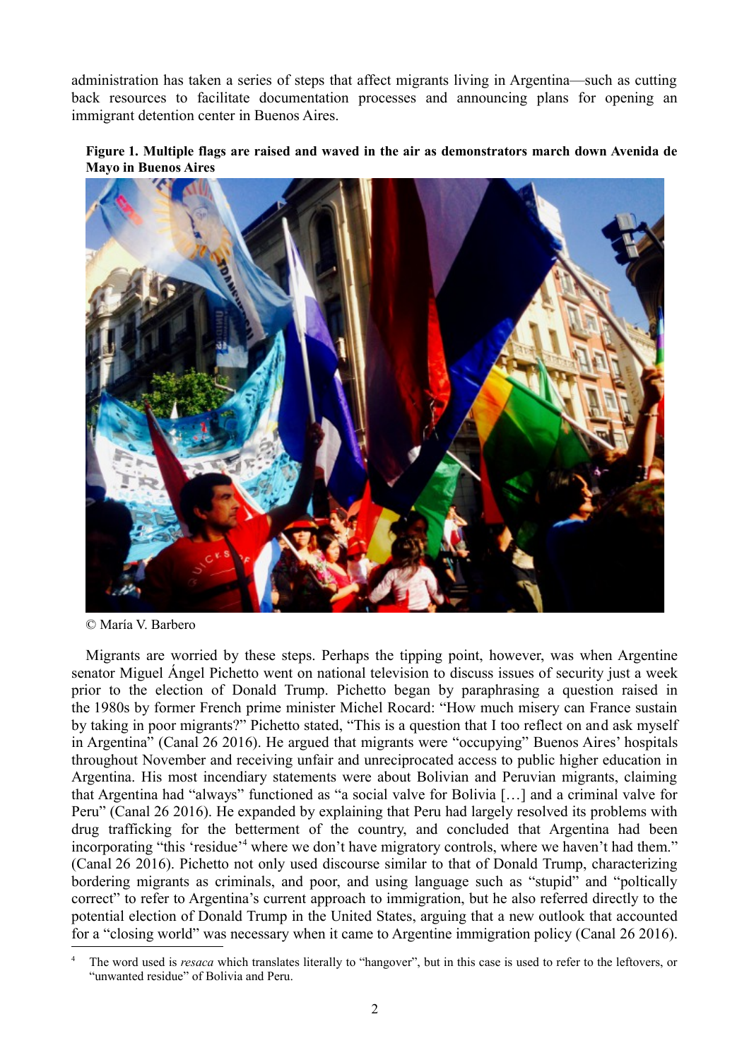administration has taken a series of steps that affect migrants living in Argentina—such as cutting back resources to facilitate documentation processes and announcing plans for opening an immigrant detention center in Buenos Aires.

**Figure 1. Multiple flags are raised and waved in the air as demonstrators march down Avenida de Mayo in Buenos Aires**

© María V. Barbero

Migrants are worried by these steps. Perhaps the tipping point, however, was when Argentine senator Miguel Ángel Pichetto went on national television to discuss issues of security just a week prior to the election of Donald Trump. Pichetto began by paraphrasing a question raised in the 1980s by former French prime minister Michel Rocard: "How much misery can France sustain by taking in poor migrants?" Pichetto stated, "This is a question that I too reflect on and ask myself in Argentina" (Canal 26 2016). He argued that migrants were "occupying" Buenos Aires' hospitals throughout November and receiving unfair and unreciprocated access to public higher education in Argentina. His most incendiary statements were about Bolivian and Peruvian migrants, claiming that Argentina had "always" functioned as "a social valve for Bolivia […] and a criminal valve for Peru" (Canal 26 2016). He expanded by explaining that Peru had largely resolved its problems with drug trafficking for the betterment of the country, and concluded that Argentina had been incorporating "this 'residue'[4] where we don't have migratory controls, where we haven't had them." (Canal 26 2016). Pichetto not only used discourse similar to that of Donald Trump, characterizing bordering migrants as criminals, and poor, and using language such as "stupid" and "poltically correct" to refer to Argentina's current approach to immigration, but he also referred directly to the potential election of Donald Trump in the United States, arguing that a new outlook that accounted for a "closing world" was necessary when it came to Argentine immigration policy (Canal 26 2016).

[4] The word used is *resaca* which translates literally to "hangover", but in this case is used to refer to the leftovers, or "unwanted residue" of Bolivia and Peru.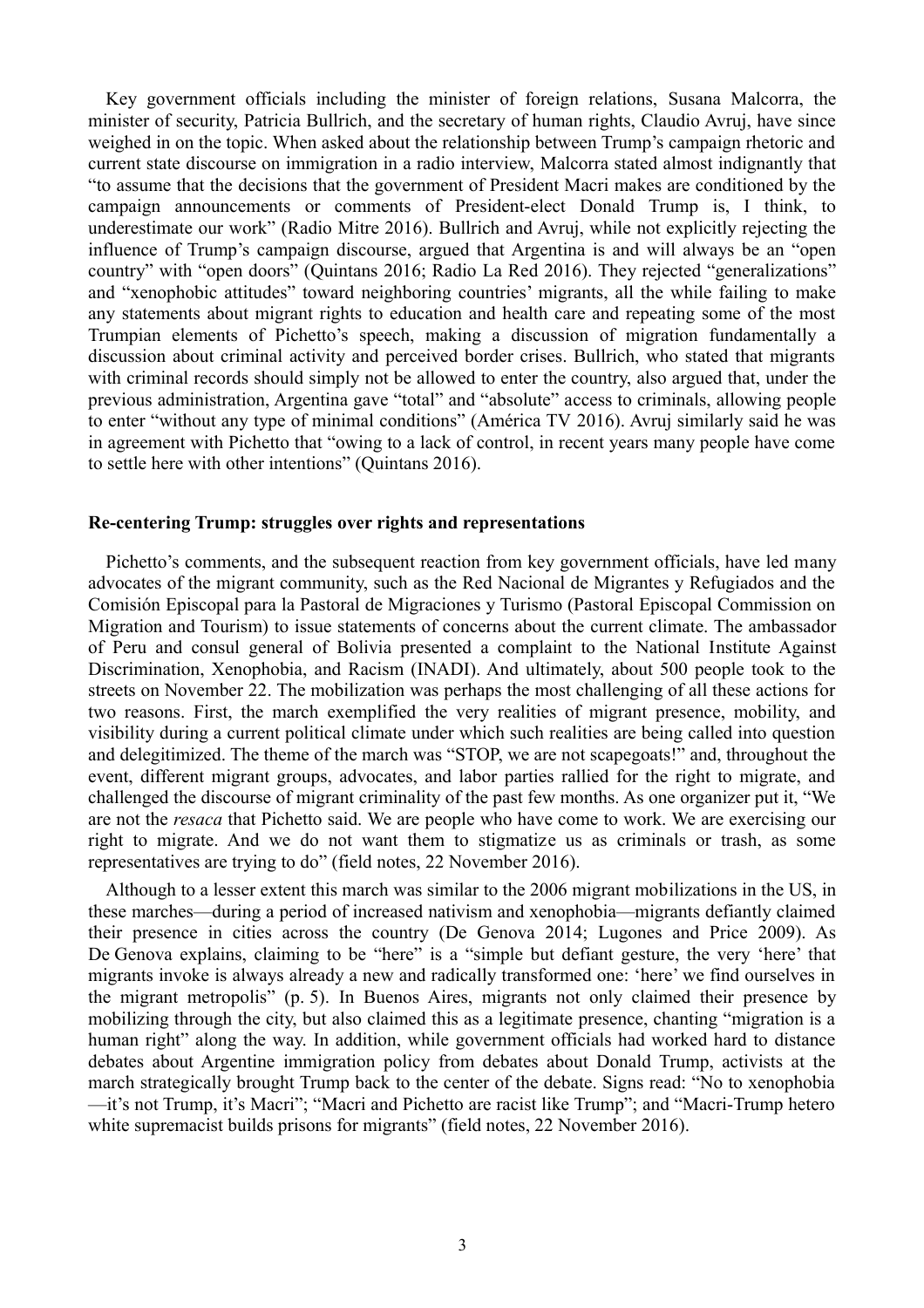Key government officials including the minister of foreign relations, Susana Malcorra, the minister of security, Patricia Bullrich, and the secretary of human rights, Claudio Avruj, have since weighed in on the topic. When asked about the relationship between Trump's campaign rhetoric and current state discourse on immigration in a radio interview, Malcorra stated almost indignantly that "to assume that the decisions that the government of President Macri makes are conditioned by the campaign announcements or comments of President-elect Donald Trump is, I think, to underestimate our work" (Radio Mitre 2016). Bullrich and Avruj, while not explicitly rejecting the influence of Trump's campaign discourse, argued that Argentina is and will always be an "open country" with "open doors" (Quintans 2016; Radio La Red 2016). They rejected "generalizations" and "xenophobic attitudes" toward neighboring countries' migrants, all the while failing to make any statements about migrant rights to education and health care and repeating some of the most Trumpian elements of Pichetto's speech, making a discussion of migration fundamentally a discussion about criminal activity and perceived border crises. Bullrich, who stated that migrants with criminal records should simply not be allowed to enter the country, also argued that, under the previous administration, Argentina gave "total" and "absolute" access to criminals, allowing people to enter "without any type of minimal conditions" (América TV 2016). Avruj similarly said he was in agreement with Pichetto that "owing to a lack of control, in recent years many people have come to settle here with other intentions" (Quintans 2016).

## Re-centering Trump: struggles over rights and representations

Pichetto's comments, and the subsequent reaction from key government officials, have led many advocates of the migrant community, such as the Red Nacional de Migrantes y Refugiados and the Comisión Episcopal para la Pastoral de Migraciones y Turismo (Pastoral Episcopal Commission on Migration and Tourism) to issue statements of concerns about the current climate. The ambassador of Peru and consul general of Bolivia presented a complaint to the National Institute Against Discrimination, Xenophobia, and Racism (INADI). And ultimately, about 500 people took to the streets on November 22. The mobilization was perhaps the most challenging of all these actions for two reasons. First, the march exemplified the very realities of migrant presence, mobility, and visibility during a current political climate under which such realities are being called into question and delegitimized. The theme of the march was "STOP, we are not scapegoats!" and, throughout the event, different migrant groups, advocates, and labor parties rallied for the right to migrate, and challenged the discourse of migrant criminality of the past few months. As one organizer put it, "We are not the *resaca* that Pichetto said. We are people who have come to work. We are exercising our right to migrate. And we do not want them to stigmatize us as criminals or trash, as some representatives are trying to do" (field notes, 22 November 2016).

Although to a lesser extent this march was similar to the 2006 migrant mobilizations in the US, in these marches—during a period of increased nativism and xenophobia—migrants defiantly claimed their presence in cities across the country (De Genova 2014; Lugones and Price 2009). As De Genova explains, claiming to be "here" is a "simple but defiant gesture, the very 'here' that migrants invoke is always already a new and radically transformed one: 'here' we find ourselves in the migrant metropolis" (p. 5). In Buenos Aires, migrants not only claimed their presence by mobilizing through the city, but also claimed this as a legitimate presence, chanting "migration is a human right" along the way. In addition, while government officials had worked hard to distance debates about Argentine immigration policy from debates about Donald Trump, activists at the march strategically brought Trump back to the center of the debate. Signs read: "No to xenophobia—it's not Trump, it's Macri"; "Macri and Pichetto are racist like Trump"; and "Macri-Trump hetero white supremacist builds prisons for migrants" (field notes, 22 November 2016).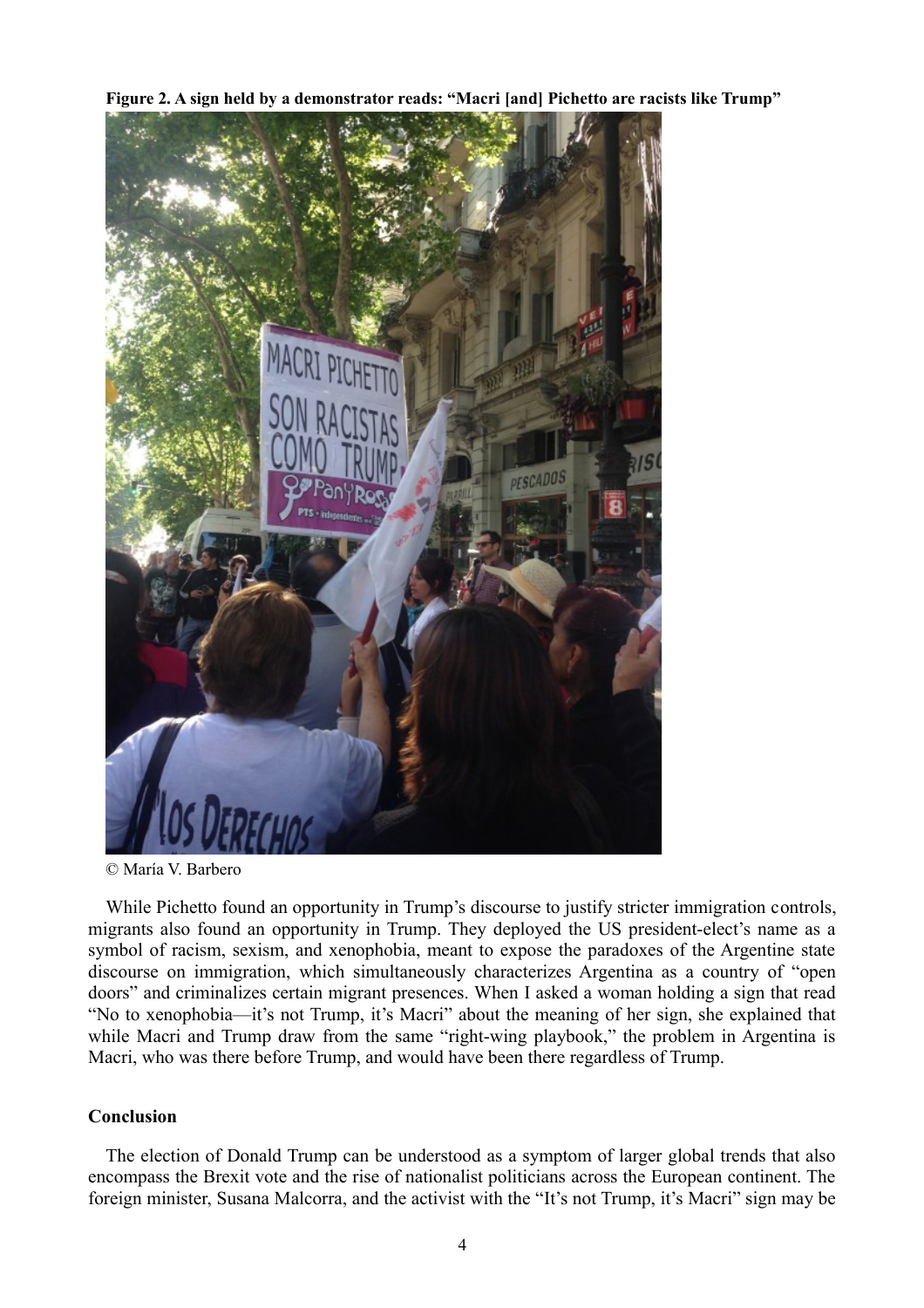**Figure 2. A sign held by a demonstrator reads: "Macri [and] Pichetto are racists like Trump"**

© María V. Barbero

While Pichetto found an opportunity in Trump's discourse to justify stricter immigration controls, migrants also found an opportunity in Trump. They deployed the US president-elect's name as a symbol of racism, sexism, and xenophobia, meant to expose the paradoxes of the Argentine state discourse on immigration, which simultaneously characterizes Argentina as a country of "open doors" and criminalizes certain migrant presences. When I asked a woman holding a sign that read "No to xenophobia—it's not Trump, it's Macri" about the meaning of her sign, she explained that while Macri and Trump draw from the same "right-wing playbook," the problem in Argentina is Macri, who was there before Trump, and would have been there regardless of Trump.

## Conclusion

The election of Donald Trump can be understood as a symptom of larger global trends that also encompass the Brexit vote and the rise of nationalist politicians across the European continent. The foreign minister, Susana Malcorra, and the activist with the "It's not Trump, it's Macri" sign may be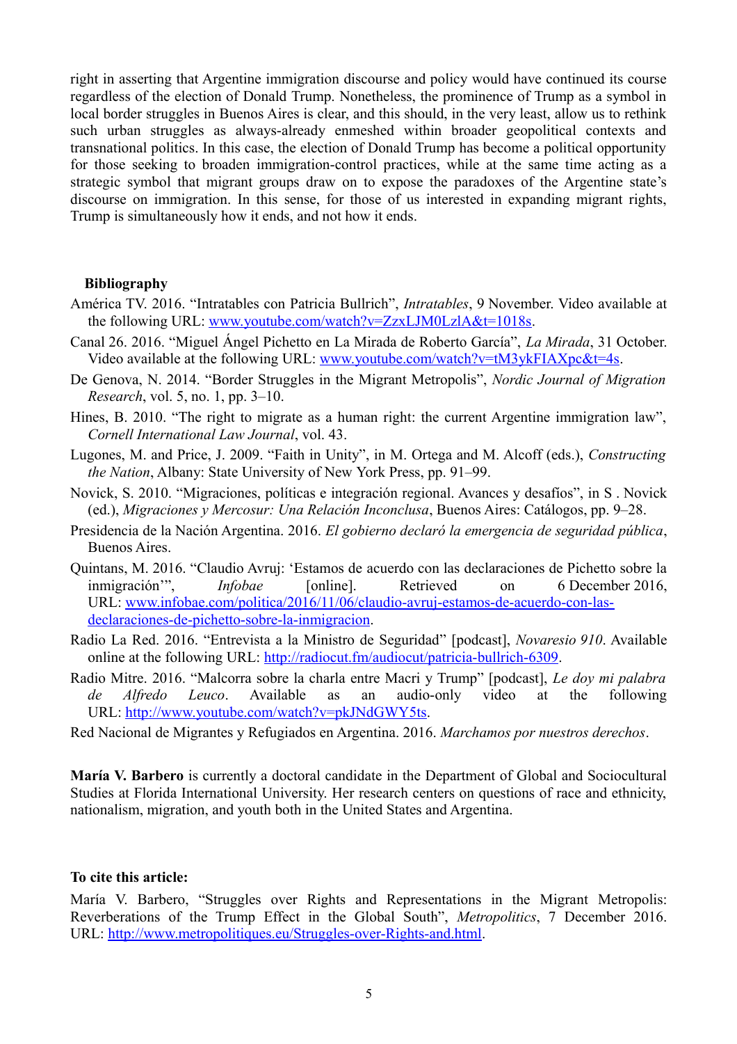right in asserting that Argentine immigration discourse and policy would have continued its course regardless of the election of Donald Trump. Nonetheless, the prominence of Trump as a symbol in local border struggles in Buenos Aires is clear, and this should, in the very least, allow us to rethink such urban struggles as always-already enmeshed within broader geopolitical contexts and transnational politics. In this case, the election of Donald Trump has become a political opportunity for those seeking to broaden immigration-control practices, while at the same time acting as a strategic symbol that migrant groups draw on to expose the paradoxes of the Argentine state's discourse on immigration. In this sense, for those of us interested in expanding migrant rights, Trump is simultaneously how it ends, and not how it ends.

## Bibliography

América TV. 2016. "Intratables con Patricia Bullrich", *Intratables*, 9 November. Video available at the following URL: [www.youtube.com/watch?v=ZzxLJM0LzlA&t=1018s](www.youtube.com/watch?v=ZzxLJM0LzlA&t=1018s).

Canal 26. 2016. "Miguel Ángel Pichetto en La Mirada de Roberto García", *La Mirada*, 31 October. Video available at the following URL: [www.youtube.com/watch?v=tM3ykFIAXpc&t=4s](www.youtube.com/watch?v=tM3ykFIAXpc&t=4s).

De Genova, N. 2014. "Border Struggles in the Migrant Metropolis", *Nordic Journal of Migration Research*, vol. 5, no. 1, pp. 3–10.

Hines, B. 2010. "The right to migrate as a human right: the current Argentine immigration law", *Cornell International Law Journal*, vol. 43.

Lugones, M. and Price, J. 2009. "Faith in Unity", in M. Ortega and M. Alcoff (eds.), *Constructing the Nation*, Albany: State University of New York Press, pp. 91–99.

Novick, S. 2010. "Migraciones, políticas e integración regional. Avances y desafíos", in S . Novick (ed.), *Migraciones y Mercosur: Una Relación Inconclusa*, Buenos Aires: Catálogos, pp. 9–28.

Presidencia de la Nación Argentina. 2016. *El gobierno declaró la emergencia de seguridad pública*, Buenos Aires.

Quintans, M. 2016. "Claudio Avruj: 'Estamos de acuerdo con las declaraciones de Pichetto sobre la inmigración'", *Infobae* [online]. Retrieved on 6 December 2016, URL: [www.infobae.com/politica/2016/11/06/claudio-avruj-estamos-de-acuerdo-con-las-declaraciones-de-pichetto-sobre-la-inmigracion](www.infobae.com/politica/2016/11/06/claudio-avruj-estamos-de-acuerdo-con-las-declaraciones-de-pichetto-sobre-la-inmigracion).

Radio La Red. 2016. "Entrevista a la Ministro de Seguridad" [podcast], *Novaresio 910*. Available online at the following URL: [http://radiocut.fm/audiocut/patricia-bullrich-6309](http://radiocut.fm/audiocut/patricia-bullrich-6309).

Radio Mitre. 2016. "Malcorra sobre la charla entre Macri y Trump" [podcast], *Le doy mi palabra de Alfredo Leuco*. Available as an audio-only video at the following URL: [http://www.youtube.com/watch?v=pkJNdGWY5ts](http://www.youtube.com/watch?v=pkJNdGWY5ts).

Red Nacional de Migrantes y Refugiados en Argentina. 2016. *Marchamos por nuestros derechos*.

**María V. Barbero** is currently a doctoral candidate in the Department of Global and Sociocultural Studies at Florida International University. Her research centers on questions of race and ethnicity, nationalism, migration, and youth both in the United States and Argentina.

**To cite this article:**

María V. Barbero, "Struggles over Rights and Representations in the Migrant Metropolis: Reverberations of the Trump Effect in the Global South", *Metropolitics*, 7 December 2016. URL: [http://www.metropolitiques.eu/Struggles-over-Rights-and.html](http://www.metropolitiques.eu/Struggles-over-Rights-and.html).